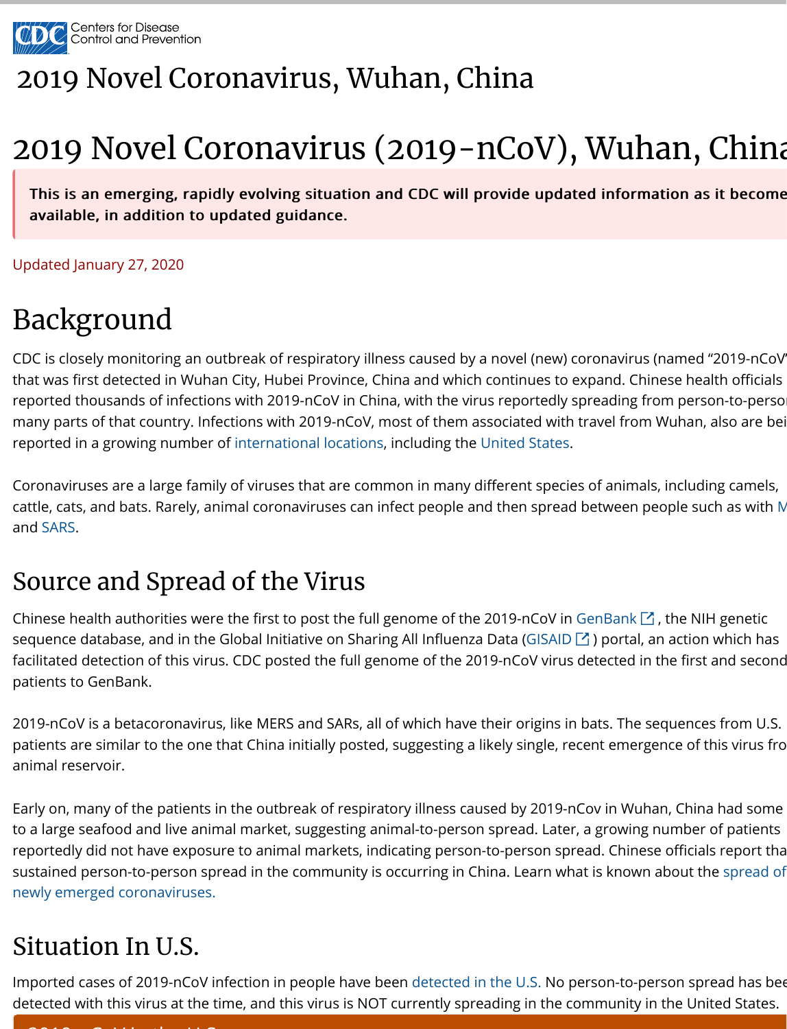Centers for Disease Control and Prevention

# 2019 Novel Coronavirus, Wuhan, China

# 2019 Novel Coronavirus (2019-nCoV), Wuhan, China

**This is an emerging, rapidly evolving situation and CDC will provide updated information as it becomes available, in addition to updated guidance.**

Updated January 27, 2020

## Background

CDC is closely monitoring an outbreak of respiratory illness caused by a novel (new) coronavirus (named "2019-nCoV") that was first detected in Wuhan City, Hubei Province, China and which continues to expand. Chinese health officials reported thousands of infections with 2019-nCoV in China, with the virus reportedly spreading from person-to-person in many parts of that country. Infections with 2019-nCoV, most of them associated with travel from Wuhan, also are being reported in a growing number of international locations, including the United States.

Coronaviruses are a large family of viruses that are common in many different species of animals, including camels, cattle, cats, and bats. Rarely, animal coronaviruses can infect people and then spread between people such as with M and SARS.

## Source and Spread of the Virus

Chinese health authorities were the first to post the full genome of the 2019-nCoV in GenBank, the NIH genetic sequence database, and in the Global Initiative on Sharing All Influenza Data (GISAID) portal, an action which has facilitated detection of this virus. CDC posted the full genome of the 2019-nCoV virus detected in the first and second patients to GenBank.

2019-nCoV is a betacoronavirus, like MERS and SARs, all of which have their origins in bats. The sequences from U.S. patients are similar to the one that China initially posted, suggesting a likely single, recent emergence of this virus fro animal reservoir.

Early on, many of the patients in the outbreak of respiratory illness caused by 2019-nCov in Wuhan, China had some to a large seafood and live animal market, suggesting animal-to-person spread. Later, a growing number of patients reportedly did not have exposure to animal markets, indicating person-to-person spread. Chinese officials report tha sustained person-to-person spread in the community is occurring in China. Learn what is known about the spread of newly emerged coronaviruses.

## Situation In U.S.

Imported cases of 2019-nCoV infection in people have been detected in the U.S. No person-to-person spread has bee detected with this virus at the time, and this virus is NOT currently spreading in the community in the United States.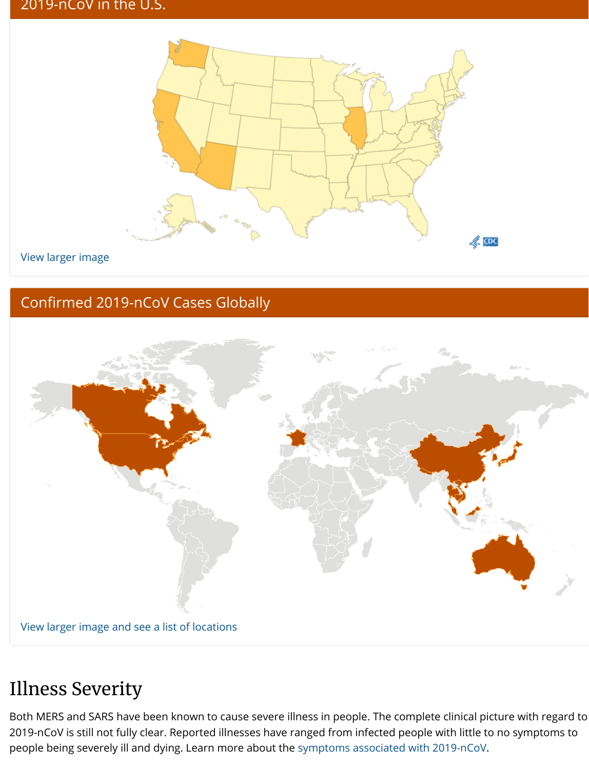## 2019-nCoV in the U.S.

View larger image

## Confirmed 2019-nCoV Cases Globally

View larger image and see a list of locations

# Illness Severity

Both MERS and SARS have been known to cause severe illness in people. The complete clinical picture with regard to 2019-nCoV is still not fully clear. Reported illnesses have ranged from infected people with little to no symptoms to people being severely ill and dying. Learn more about the symptoms associated with 2019-nCoV.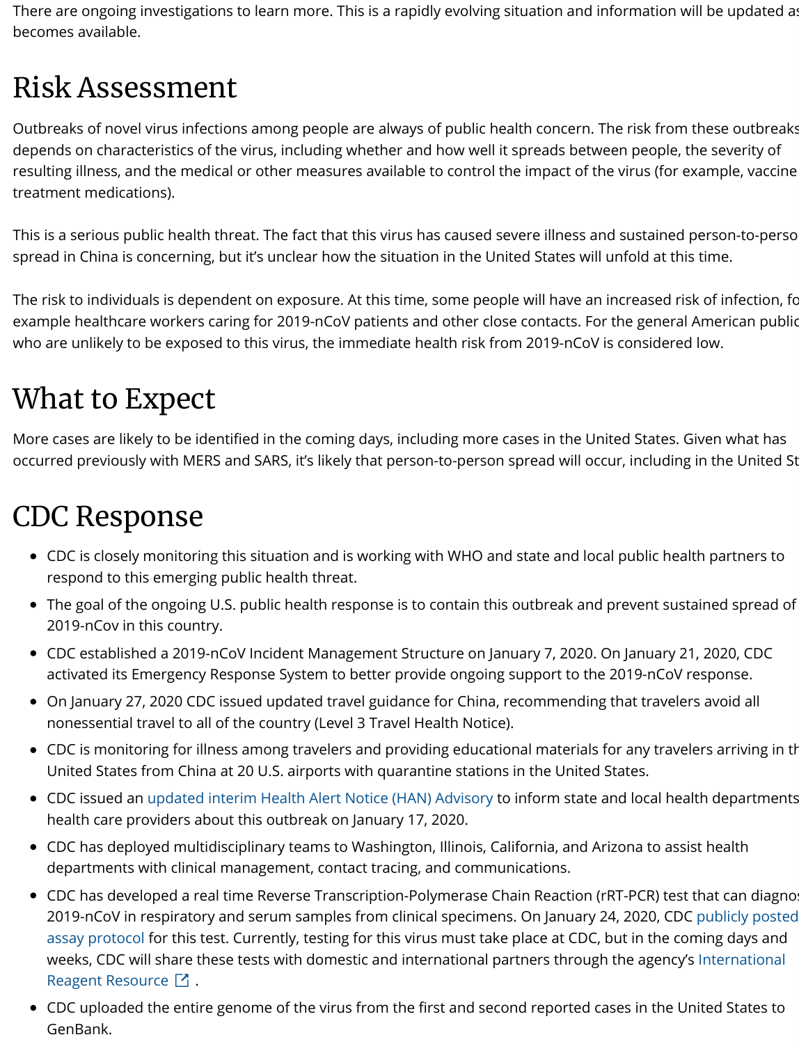There are ongoing investigations to learn more. This is a rapidly evolving situation and information will be updated as it becomes available.

## Risk Assessment

Outbreaks of novel virus infections among people are always of public health concern. The risk from these outbreaks depends on characteristics of the virus, including whether and how well it spreads between people, the severity of resulting illness, and the medical or other measures available to control the impact of the virus (for example, vaccine or treatment medications).

This is a serious public health threat. The fact that this virus has caused severe illness and sustained person-to-person spread in China is concerning, but it's unclear how the situation in the United States will unfold at this time.

The risk to individuals is dependent on exposure. At this time, some people will have an increased risk of infection, for example healthcare workers caring for 2019-nCoV patients and other close contacts. For the general American public, who are unlikely to be exposed to this virus, the immediate health risk from 2019-nCoV is considered low.

## What to Expect

More cases are likely to be identified in the coming days, including more cases in the United States. Given what has occurred previously with MERS and SARS, it's likely that person-to-person spread will occur, including in the United States.

## CDC Response

- CDC is closely monitoring this situation and is working with WHO and state and local public health partners to respond to this emerging public health threat.
- The goal of the ongoing U.S. public health response is to contain this outbreak and prevent sustained spread of 2019-nCov in this country.
- CDC established a 2019-nCoV Incident Management Structure on January 7, 2020. On January 21, 2020, CDC activated its Emergency Response System to better provide ongoing support to the 2019-nCoV response.
- On January 27, 2020 CDC issued updated travel guidance for China, recommending that travelers avoid all nonessential travel to all of the country (Level 3 Travel Health Notice).
- CDC is monitoring for illness among travelers and providing educational materials for any travelers arriving in the United States from China at 20 U.S. airports with quarantine stations in the United States.
- CDC issued an updated interim Health Alert Notice (HAN) Advisory to inform state and local health departments and health care providers about this outbreak on January 17, 2020.
- CDC has deployed multidisciplinary teams to Washington, Illinois, California, and Arizona to assist health departments with clinical management, contact tracing, and communications.
- CDC has developed a real time Reverse Transcription-Polymerase Chain Reaction (rRT-PCR) test that can diagnose 2019-nCoV in respiratory and serum samples from clinical specimens. On January 24, 2020, CDC publicly posted the assay protocol for this test. Currently, testing for this virus must take place at CDC, but in the coming days and weeks, CDC will share these tests with domestic and international partners through the agency's International Reagent Resource.
- CDC uploaded the entire genome of the virus from the first and second reported cases in the United States to GenBank.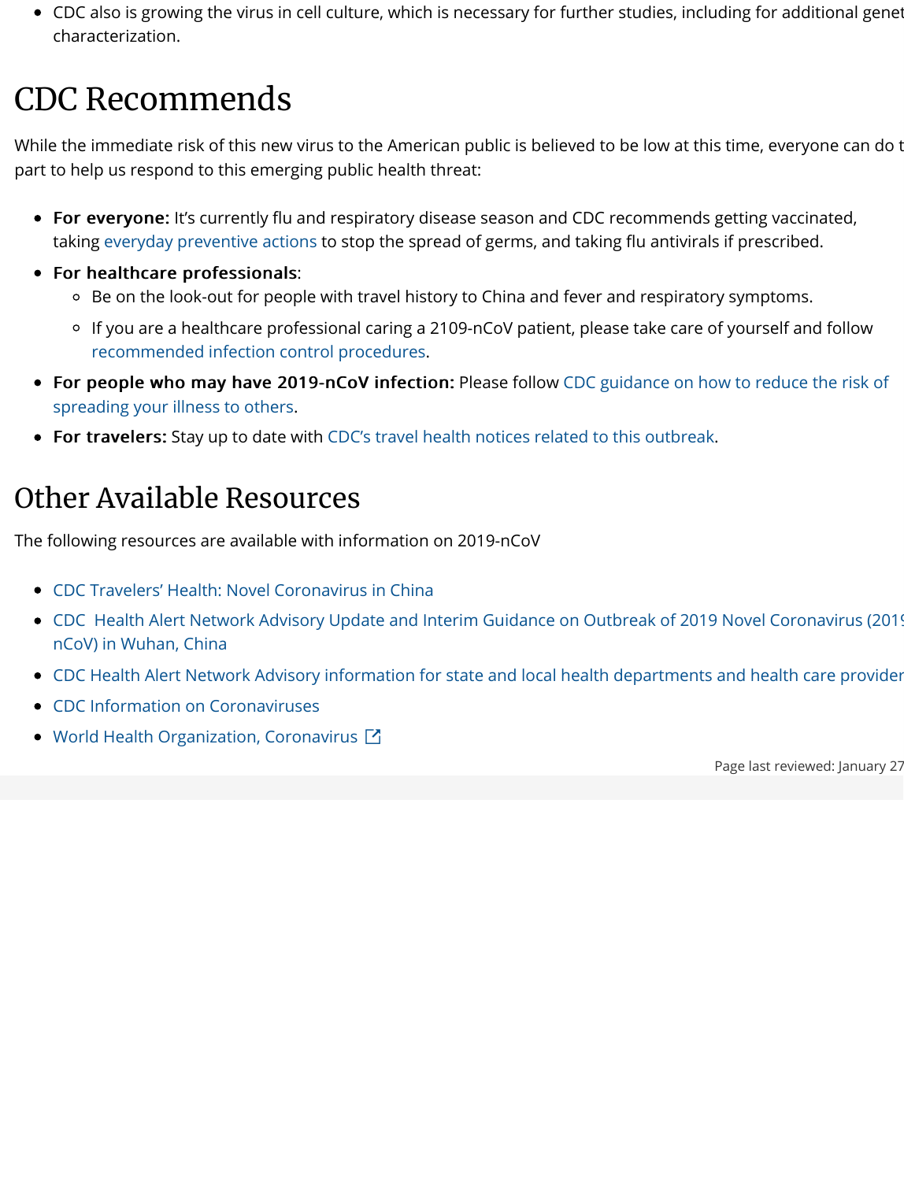- CDC also is growing the virus in cell culture, which is necessary for further studies, including for additional genet characterization.

# CDC Recommends

While the immediate risk of this new virus to the American public is believed to be low at this time, everyone can do t part to help us respond to this emerging public health threat:

- **For everyone:** It's currently flu and respiratory disease season and CDC recommends getting vaccinated, taking everyday preventive actions to stop the spread of germs, and taking flu antivirals if prescribed.
- **For healthcare professionals**:
  - Be on the look-out for people with travel history to China and fever and respiratory symptoms.
  - If you are a healthcare professional caring a 2109-nCoV patient, please take care of yourself and follow recommended infection control procedures.
- **For people who may have 2019-nCoV infection:** Please follow CDC guidance on how to reduce the risk of spreading your illness to others.
- **For travelers:** Stay up to date with CDC's travel health notices related to this outbreak.

# Other Available Resources

The following resources are available with information on 2019-nCoV

- CDC Travelers' Health: Novel Coronavirus in China
- CDC Health Alert Network Advisory Update and Interim Guidance on Outbreak of 2019 Novel Coronavirus (2019 nCoV) in Wuhan, China
- CDC Health Alert Network Advisory information for state and local health departments and health care provider
- CDC Information on Coronaviruses
- World Health Organization, Coronavirus

Page last reviewed: January 27